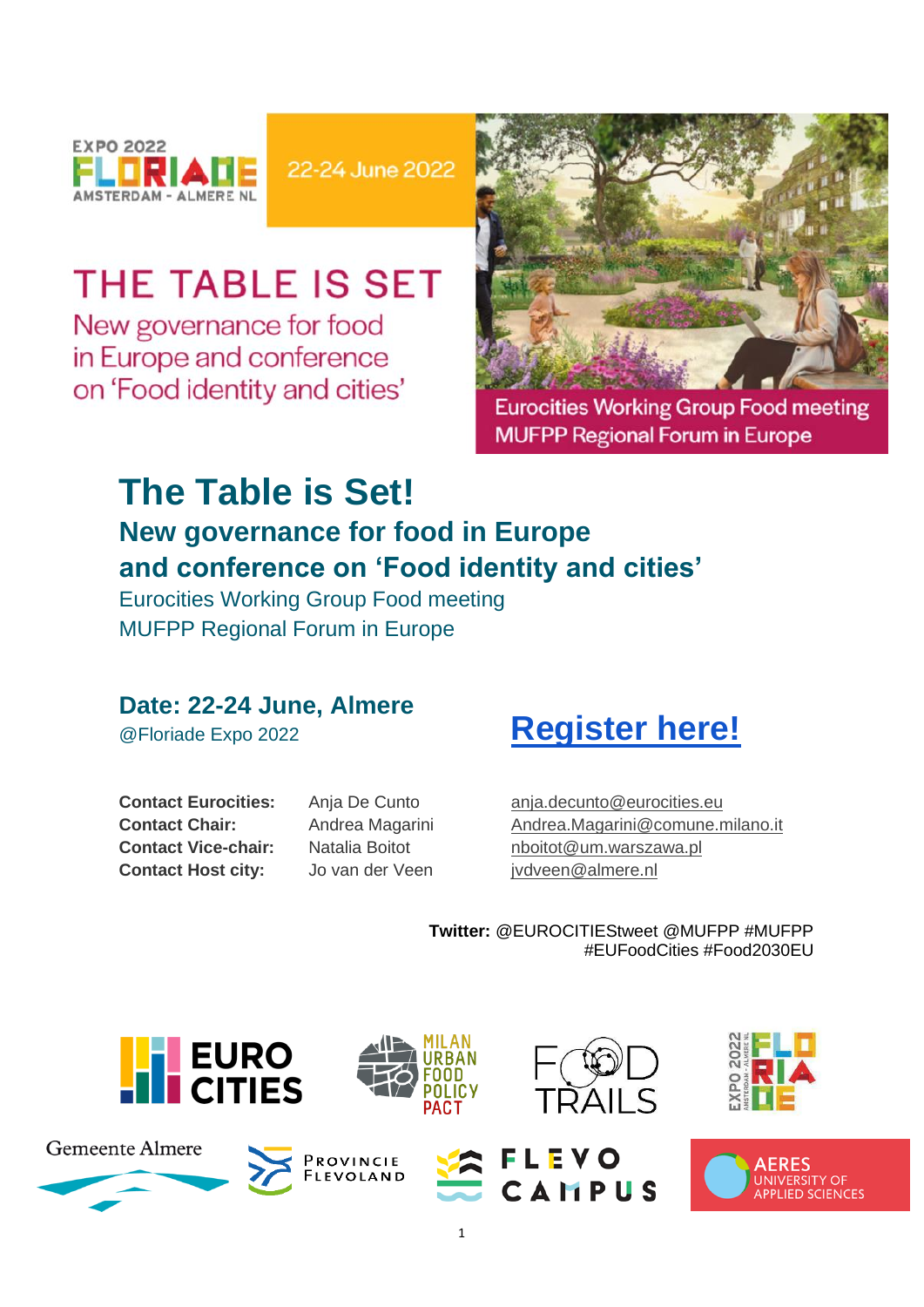EXPO 2022 FLORIADE AMSTERDAM - ALMERE NL

22-24 June 2022

THE TABLE IS SET
New governance for food in Europe and conference on 'Food identity and cities'

Eurocities Working Group Food meeting
MUFPP Regional Forum in Europe

# The Table is Set!

## New governance for food in Europe and conference on 'Food identity and cities'

Eurocities Working Group Food meeting
MUFPP Regional Forum in Europe

### Date: 22-24 June, Almere

@Floriade Expo 2022

**Register here!**

| | | |
|---|---|---|
| **Contact Eurocities:** | Anja De Cunto | anja.decunto@eurocities.eu |
| **Contact Chair:** | Andrea Magarini | Andrea.Magarini@comune.milano.it |
| **Contact Vice-chair:** | Natalia Boitot | nboitot@um.warszawa.pl |
| **Contact Host city:** | Jo van der Veen | jvdveen@almere.nl |

**Twitter:** @EUROCITIEStweet @MUFPP #MUFPP #EUFoodCities #Food2030EU

EUROCITIES · MILAN URBAN FOOD POLICY PACT · FOOD TRAILS · EXPO 2022 FLORIADE · Gemeente Almere · Provincie Flevoland · FLEVO CAMPUS · AERES UNIVERSITY OF APPLIED SCIENCES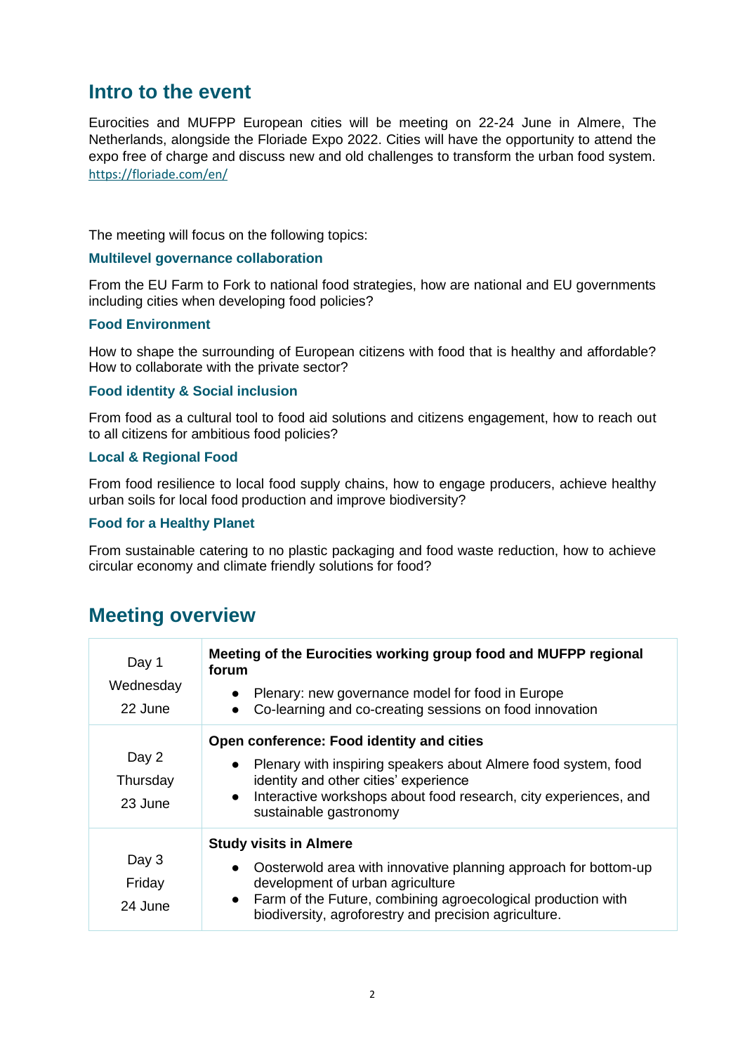## Intro to the event

Eurocities and MUFPP European cities will be meeting on 22-24 June in Almere, The Netherlands, alongside the Floriade Expo 2022. Cities will have the opportunity to attend the expo free of charge and discuss new and old challenges to transform the urban food system. https://floriade.com/en/

The meeting will focus on the following topics:

### Multilevel governance collaboration

From the EU Farm to Fork to national food strategies, how are national and EU governments including cities when developing food policies?

### Food Environment

How to shape the surrounding of European citizens with food that is healthy and affordable? How to collaborate with the private sector?

### Food identity & Social inclusion

From food as a cultural tool to food aid solutions and citizens engagement, how to reach out to all citizens for ambitious food policies?

### Local & Regional Food

From food resilience to local food supply chains, how to engage producers, achieve healthy urban soils for local food production and improve biodiversity?

### Food for a Healthy Planet

From sustainable catering to no plastic packaging and food waste reduction, how to achieve circular economy and climate friendly solutions for food?

## Meeting overview

| Day | Programme |
|---|---|
| Day 1<br>Wednesday<br>22 June | **Meeting of the Eurocities working group food and MUFPP regional forum**<br>• Plenary: new governance model for food in Europe<br>• Co-learning and co-creating sessions on food innovation |
| Day 2<br>Thursday<br>23 June | **Open conference: Food identity and cities**<br>• Plenary with inspiring speakers about Almere food system, food identity and other cities' experience<br>• Interactive workshops about food research, city experiences, and sustainable gastronomy |
| Day 3<br>Friday<br>24 June | **Study visits in Almere**<br>• Oosterwold area with innovative planning approach for bottom-up development of urban agriculture<br>• Farm of the Future, combining agroecological production with biodiversity, agroforestry and precision agriculture. |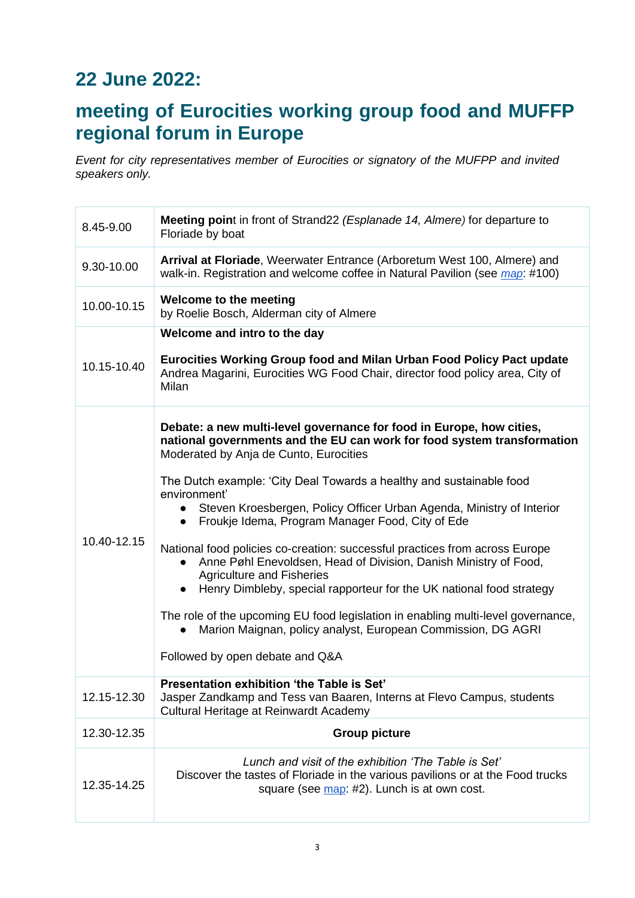## 22 June 2022:

## meeting of Eurocities working group food and MUFFP regional forum in Europe

*Event for city representatives member of Eurocities or signatory of the MUFPP and invited speakers only.*

| | |
|---|---|
| 8.45-9.00 | **Meeting point** in front of Strand22 *(Esplanade 14, Almere)* for departure to Floriade by boat |
| 9.30-10.00 | **Arrival at Floriade**, Weerwater Entrance (Arboretum West 100, Almere) and walk-in. Registration and welcome coffee in Natural Pavilion (see *map*: #100) |
| 10.00-10.15 | **Welcome to the meeting**<br>by Roelie Bosch, Alderman city of Almere |
| 10.15-10.40 | **Welcome and intro to the day**<br><br>**Eurocities Working Group food and Milan Urban Food Policy Pact update**<br>Andrea Magarini, Eurocities WG Food Chair, director food policy area, City of Milan |
| 10.40-12.15 | **Debate: a new multi-level governance for food in Europe, how cities, national governments and the EU can work for food system transformation**<br>Moderated by Anja de Cunto, Eurocities<br><br>The Dutch example: 'City Deal Towards a healthy and sustainable food environment'<br>● Steven Kroesbergen, Policy Officer Urban Agenda, Ministry of Interior<br>● Froukje Idema, Program Manager Food, City of Ede<br><br>National food policies co-creation: successful practices from across Europe<br>● Anne Pøhl Enevoldsen, Head of Division, Danish Ministry of Food, Agriculture and Fisheries<br>● Henry Dimbleby, special rapporteur for the UK national food strategy<br><br>The role of the upcoming EU food legislation in enabling multi-level governance,<br>● Marion Maignan, policy analyst, European Commission, DG AGRI<br><br>Followed by open debate and Q&A |
| 12.15-12.30 | **Presentation exhibition 'the Table is Set'**<br>Jasper Zandkamp and Tess van Baaren, Interns at Flevo Campus, students Cultural Heritage at Reinwardt Academy |
| 12.30-12.35 | **Group picture** |
| 12.35-14.25 | *Lunch and visit of the exhibition 'The Table is Set'*<br>Discover the tastes of Floriade in the various pavilions or at the Food trucks square (see map: #2). Lunch is at own cost. |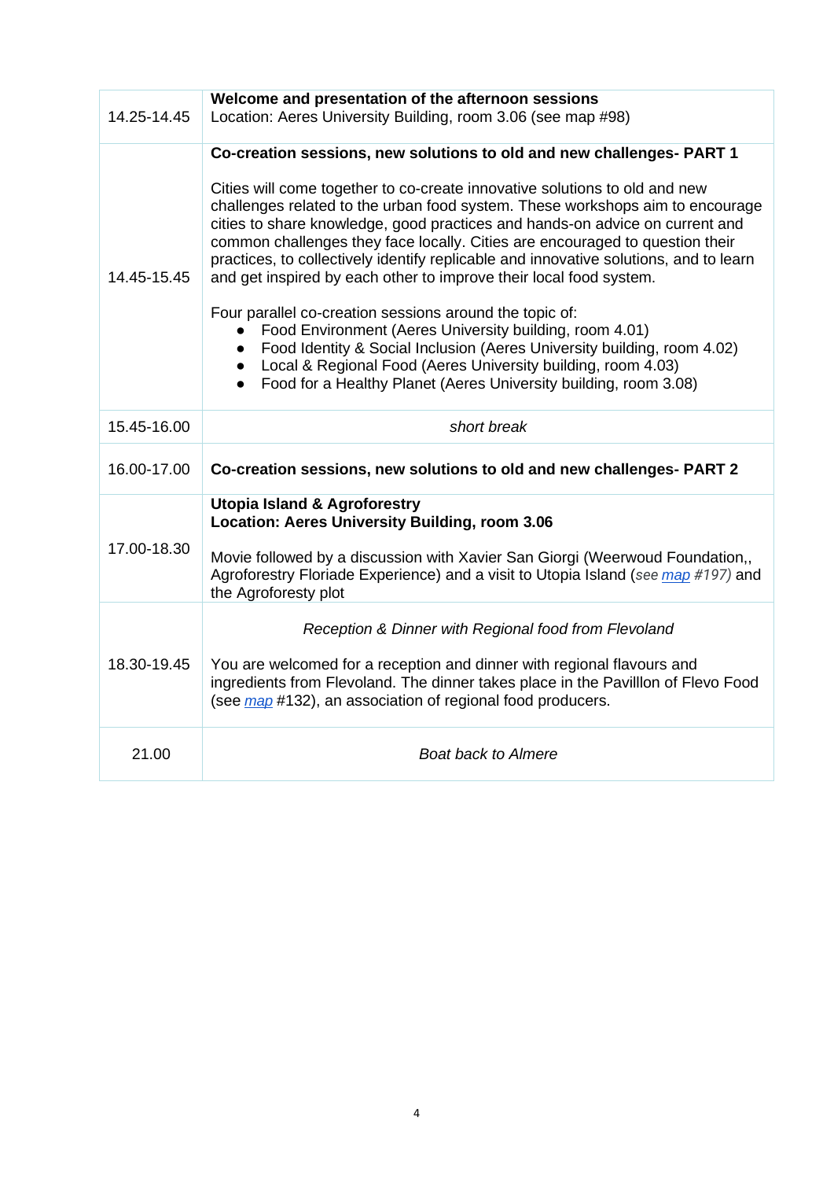| | |
|---|---|
| 14.25-14.45 | **Welcome and presentation of the afternoon sessions**<br>Location: Aeres University Building, room 3.06 (see map #98) |
| 14.45-15.45 | **Co-creation sessions, new solutions to old and new challenges- PART 1**<br><br>Cities will come together to co-create innovative solutions to old and new challenges related to the urban food system. These workshops aim to encourage cities to share knowledge, good practices and hands-on advice on current and common challenges they face locally. Cities are encouraged to question their practices, to collectively identify replicable and innovative solutions, and to learn and get inspired by each other to improve their local food system.<br><br>Four parallel co-creation sessions around the topic of:<br>● Food Environment (Aeres University building, room 4.01)<br>● Food Identity & Social Inclusion (Aeres University building, room 4.02)<br>● Local & Regional Food (Aeres University building, room 4.03)<br>● Food for a Healthy Planet (Aeres University building, room 3.08) |
| 15.45-16.00 | *short break* |
| 16.00-17.00 | **Co-creation sessions, new solutions to old and new challenges- PART 2** |
| 17.00-18.30 | **Utopia Island & Agroforestry**<br>**Location: Aeres University Building, room 3.06**<br><br>Movie followed by a discussion with Xavier San Giorgi (Weerwoud Foundation,, Agroforestry Floriade Experience) and a visit to Utopia Island (*see map #197)* and the Agroforesty plot |
| 18.30-19.45 | *Reception & Dinner with Regional food from Flevoland*<br><br>You are welcomed for a reception and dinner with regional flavours and ingredients from Flevoland. The dinner takes place in the Pavilllon of Flevo Food (see *map* #132), an association of regional food producers. |
| 21.00 | *Boat back to Almere* |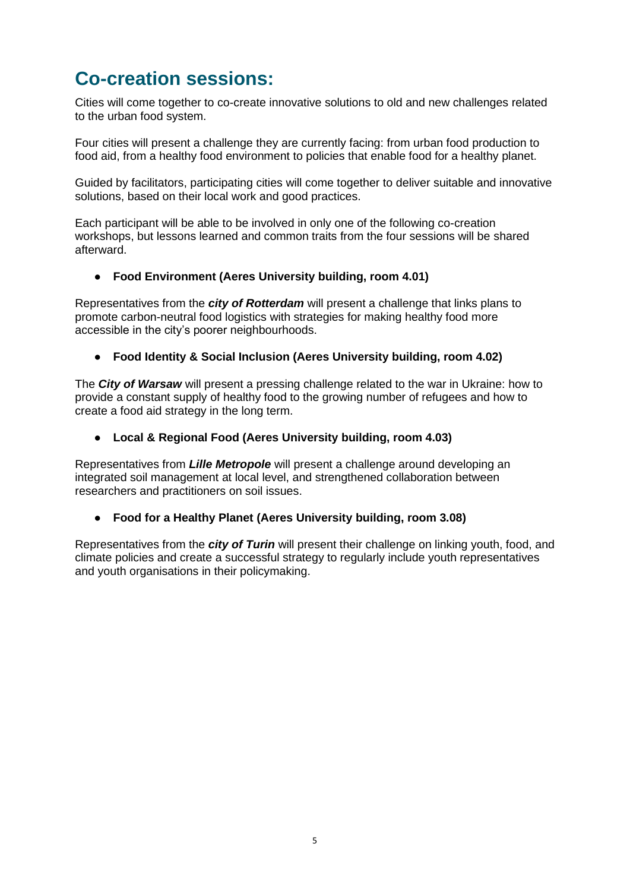# Co-creation sessions:

Cities will come together to co-create innovative solutions to old and new challenges related to the urban food system.

Four cities will present a challenge they are currently facing: from urban food production to food aid, from a healthy food environment to policies that enable food for a healthy planet.

Guided by facilitators, participating cities will come together to deliver suitable and innovative solutions, based on their local work and good practices.

Each participant will be able to be involved in only one of the following co-creation workshops, but lessons learned and common traits from the four sessions will be shared afterward.

- **Food Environment (Aeres University building, room 4.01)**

Representatives from the ***city of Rotterdam*** will present a challenge that links plans to promote carbon-neutral food logistics with strategies for making healthy food more accessible in the city's poorer neighbourhoods.

- **Food Identity & Social Inclusion (Aeres University building, room 4.02)**

The ***City of Warsaw*** will present a pressing challenge related to the war in Ukraine: how to provide a constant supply of healthy food to the growing number of refugees and how to create a food aid strategy in the long term.

- **Local & Regional Food (Aeres University building, room 4.03)**

Representatives from ***Lille Metropole*** will present a challenge around developing an integrated soil management at local level, and strengthened collaboration between researchers and practitioners on soil issues.

- **Food for a Healthy Planet (Aeres University building, room 3.08)**

Representatives from the ***city of Turin*** will present their challenge on linking youth, food, and climate policies and create a successful strategy to regularly include youth representatives and youth organisations in their policymaking.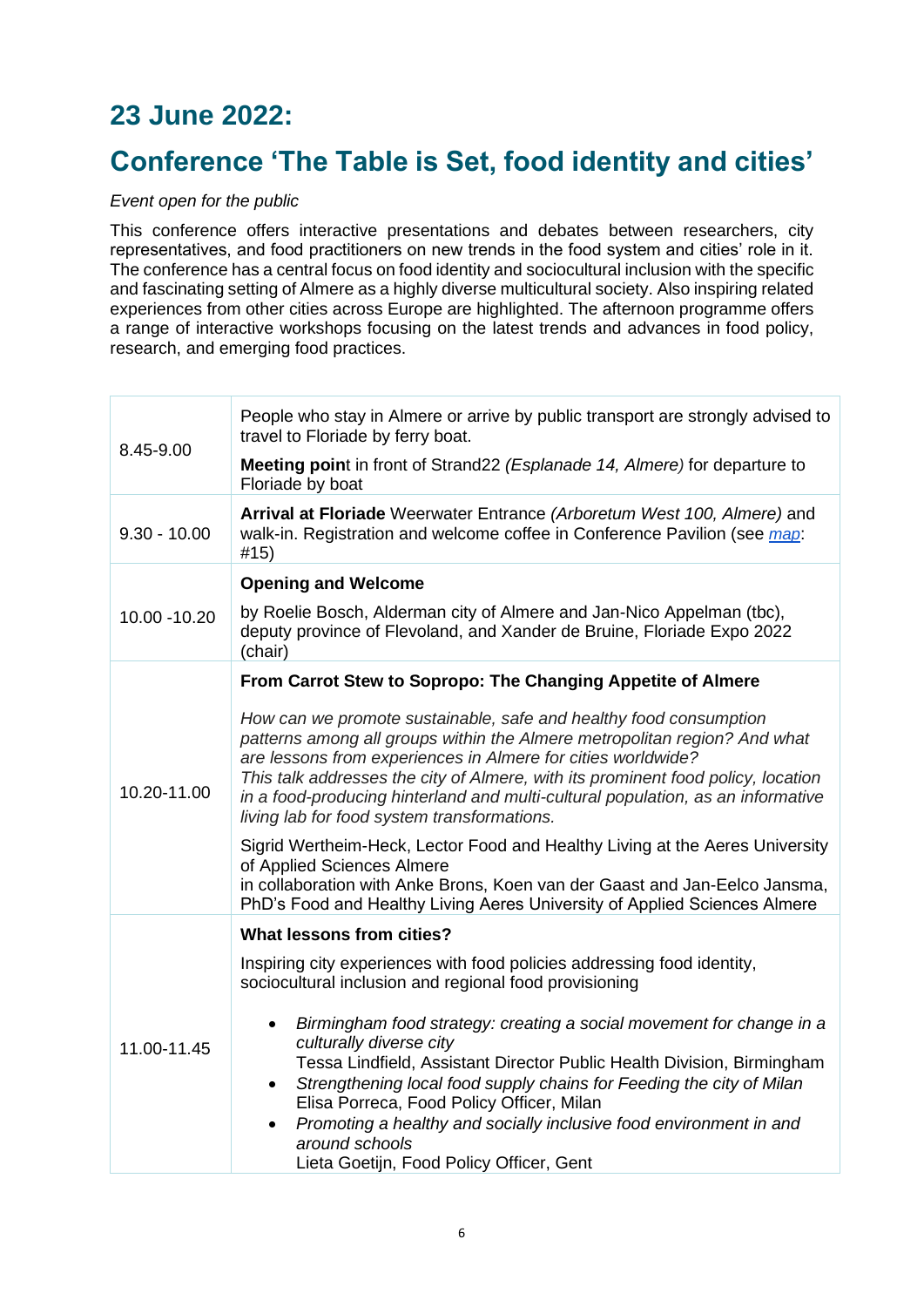## 23 June 2022:

## Conference 'The Table is Set, food identity and cities'

*Event open for the public*

This conference offers interactive presentations and debates between researchers, city representatives, and food practitioners on new trends in the food system and cities' role in it. The conference has a central focus on food identity and sociocultural inclusion with the specific and fascinating setting of Almere as a highly diverse multicultural society. Also inspiring related experiences from other cities across Europe are highlighted. The afternoon programme offers a range of interactive workshops focusing on the latest trends and advances in food policy, research, and emerging food practices.

| | |
|---|---|
| 8.45-9.00 | People who stay in Almere or arrive by public transport are strongly advised to travel to Floriade by ferry boat.<br>**Meeting point** in front of Strand22 *(Esplanade 14, Almere)* for departure to Floriade by boat |
| 9.30 - 10.00 | **Arrival at Floriade** Weerwater Entrance *(Arboretum West 100, Almere)* and walk-in. Registration and welcome coffee in Conference Pavilion (see *map*: #15) |
| 10.00 -10.20 | **Opening and Welcome**<br>by Roelie Bosch, Alderman city of Almere and Jan-Nico Appelman (tbc), deputy province of Flevoland, and Xander de Bruine, Floriade Expo 2022 (chair) |
| 10.20-11.00 | **From Carrot Stew to Sopropo: The Changing Appetite of Almere**<br>*How can we promote sustainable, safe and healthy food consumption patterns among all groups within the Almere metropolitan region? And what are lessons from experiences in Almere for cities worldwide?*<br>*This talk addresses the city of Almere, with its prominent food policy, location in a food-producing hinterland and multi-cultural population, as an informative living lab for food system transformations.*<br>Sigrid Wertheim-Heck, Lector Food and Healthy Living at the Aeres University of Applied Sciences Almere<br>in collaboration with Anke Brons, Koen van der Gaast and Jan-Eelco Jansma, PhD's Food and Healthy Living Aeres University of Applied Sciences Almere |
| 11.00-11.45 | **What lessons from cities?**<br>Inspiring city experiences with food policies addressing food identity, sociocultural inclusion and regional food provisioning<br>• *Birmingham food strategy: creating a social movement for change in a culturally diverse city*<br>Tessa Lindfield, Assistant Director Public Health Division, Birmingham<br>• *Strengthening local food supply chains for Feeding the city of Milan*<br>Elisa Porreca, Food Policy Officer, Milan<br>• *Promoting a healthy and socially inclusive food environment in and around schools*<br>Lieta Goetijn, Food Policy Officer, Gent |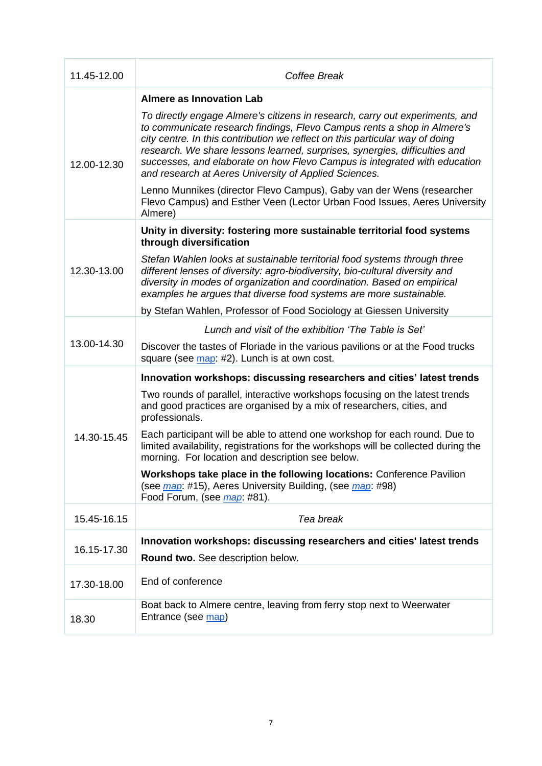| | |
|---|---|
| 11.45-12.00 | *Coffee Break* |
| 12.00-12.30 | **Almere as Innovation Lab**<br><br>*To directly engage Almere's citizens in research, carry out experiments, and to communicate research findings, Flevo Campus rents a shop in Almere's city centre. In this contribution we reflect on this particular way of doing research. We share lessons learned, surprises, synergies, difficulties and successes, and elaborate on how Flevo Campus is integrated with education and research at Aeres University of Applied Sciences.*<br><br>Lenno Munnikes (director Flevo Campus), Gaby van der Wens (researcher Flevo Campus) and Esther Veen (Lector Urban Food Issues, Aeres University Almere) |
| 12.30-13.00 | **Unity in diversity: fostering more sustainable territorial food systems through diversification**<br><br>*Stefan Wahlen looks at sustainable territorial food systems through three different lenses of diversity: agro-biodiversity, bio-cultural diversity and diversity in modes of organization and coordination. Based on empirical examples he argues that diverse food systems are more sustainable.*<br><br>by Stefan Wahlen, Professor of Food Sociology at Giessen University |
| 13.00-14.30 | *Lunch and visit of the exhibition 'The Table is Set'*<br><br>Discover the tastes of Floriade in the various pavilions or at the Food trucks square (see map: #2). Lunch is at own cost. |
| 14.30-15.45 | **Innovation workshops: discussing researchers and cities' latest trends**<br><br>Two rounds of parallel, interactive workshops focusing on the latest trends and good practices are organised by a mix of researchers, cities, and professionals.<br><br>Each participant will be able to attend one workshop for each round. Due to limited availability, registrations for the workshops will be collected during the morning. For location and description see below.<br><br>**Workshops take place in the following locations:** Conference Pavilion (see *map*: #15), Aeres University Building, (see *map*: #98) Food Forum, (see *map*: #81). |
| 15.45-16.15 | *Tea break* |
| 16.15-17.30 | **Innovation workshops: discussing researchers and cities' latest trends**<br><br>**Round two.** See description below. |
| 17.30-18.00 | End of conference |
| 18.30 | Boat back to Almere centre, leaving from ferry stop next to Weerwater Entrance (see map) |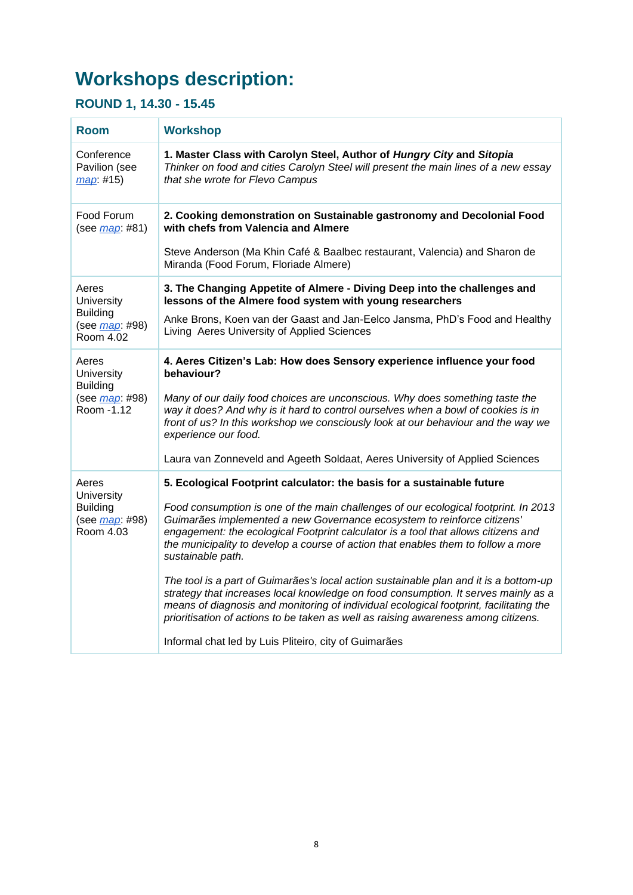# Workshops description:

## ROUND 1, 14.30 - 15.45

| Room | Workshop |
|---|---|
| Conference Pavilion (see *map*: #15) | **1. Master Class with Carolyn Steel, Author of *Hungry City* and *Sitopia***<br>*Thinker on food and cities Carolyn Steel will present the main lines of a new essay that she wrote for Flevo Campus* |
| Food Forum (see *map*: #81) | **2. Cooking demonstration on Sustainable gastronomy and Decolonial Food with chefs from Valencia and Almere**<br><br>Steve Anderson (Ma Khin Café & Baalbec restaurant, Valencia) and Sharon de Miranda (Food Forum, Floriade Almere) |
| Aeres University Building (see *map*: #98) Room 4.02 | **3. The Changing Appetite of Almere - Diving Deep into the challenges and lessons of the Almere food system with young researchers**<br>Anke Brons, Koen van der Gaast and Jan-Eelco Jansma, PhD's Food and Healthy Living Aeres University of Applied Sciences |
| Aeres University Building (see *map*: #98) Room -1.12 | **4. Aeres Citizen's Lab: How does Sensory experience influence your food behaviour?**<br><br>*Many of our daily food choices are unconscious. Why does something taste the way it does? And why is it hard to control ourselves when a bowl of cookies is in front of us? In this workshop we consciously look at our behaviour and the way we experience our food.*<br><br>Laura van Zonneveld and Ageeth Soldaat, Aeres University of Applied Sciences |
| Aeres University Building (see *map*: #98) Room 4.03 | **5. Ecological Footprint calculator: the basis for a sustainable future**<br><br>*Food consumption is one of the main challenges of our ecological footprint. In 2013 Guimarães implemented a new Governance ecosystem to reinforce citizens' engagement: the ecological Footprint calculator is a tool that allows citizens and the municipality to develop a course of action that enables them to follow a more sustainable path.*<br><br>*The tool is a part of Guimarães's local action sustainable plan and it is a bottom-up strategy that increases local knowledge on food consumption. It serves mainly as a means of diagnosis and monitoring of individual ecological footprint, facilitating the prioritisation of actions to be taken as well as raising awareness among citizens.*<br><br>Informal chat led by Luis Pliteiro, city of Guimarães |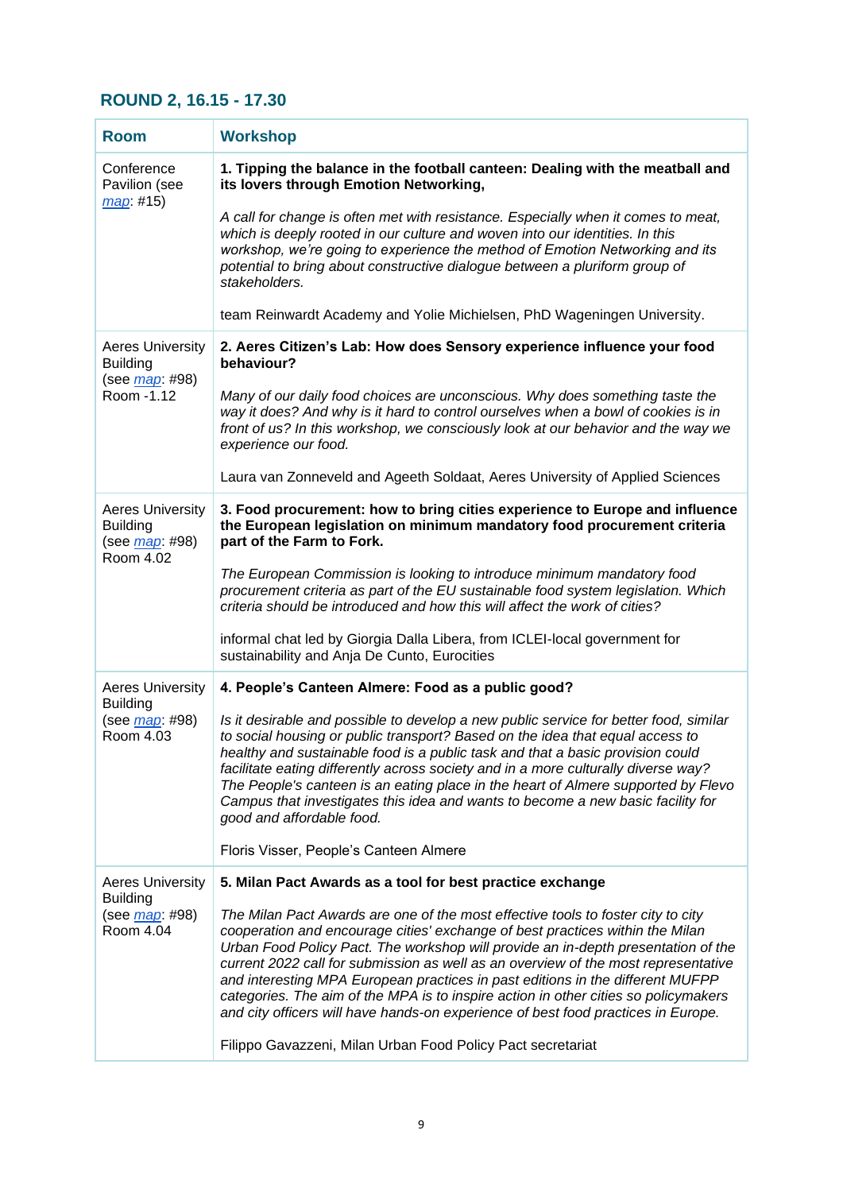## ROUND 2, 16.15 - 17.30

| Room | Workshop |
|---|---|
| Conference Pavilion (see map: #15) | **1. Tipping the balance in the football canteen: Dealing with the meatball and its lovers through Emotion Networking,** <br><br> *A call for change is often met with resistance. Especially when it comes to meat, which is deeply rooted in our culture and woven into our identities. In this workshop, we're going to experience the method of Emotion Networking and its potential to bring about constructive dialogue between a pluriform group of stakeholders.* <br><br> team Reinwardt Academy and Yolie Michielsen, PhD Wageningen University. |
| Aeres University Building (see map: #98) Room -1.12 | **2. Aeres Citizen's Lab: How does Sensory experience influence your food behaviour?** <br><br> *Many of our daily food choices are unconscious. Why does something taste the way it does? And why is it hard to control ourselves when a bowl of cookies is in front of us? In this workshop, we consciously look at our behavior and the way we experience our food.* <br><br> Laura van Zonneveld and Ageeth Soldaat, Aeres University of Applied Sciences |
| Aeres University Building (see map: #98) Room 4.02 | **3. Food procurement: how to bring cities experience to Europe and influence the European legislation on minimum mandatory food procurement criteria part of the Farm to Fork.** <br><br> *The European Commission is looking to introduce minimum mandatory food procurement criteria as part of the EU sustainable food system legislation. Which criteria should be introduced and how this will affect the work of cities?* <br><br> informal chat led by Giorgia Dalla Libera, from ICLEI-local government for sustainability and Anja De Cunto, Eurocities |
| Aeres University Building (see map: #98) Room 4.03 | **4. People's Canteen Almere: Food as a public good?** <br><br> *Is it desirable and possible to develop a new public service for better food, similar to social housing or public transport? Based on the idea that equal access to healthy and sustainable food is a public task and that a basic provision could facilitate eating differently across society and in a more culturally diverse way? The People's canteen is an eating place in the heart of Almere supported by Flevo Campus that investigates this idea and wants to become a new basic facility for good and affordable food.* <br><br> Floris Visser, People's Canteen Almere |
| Aeres University Building (see map: #98) Room 4.04 | **5. Milan Pact Awards as a tool for best practice exchange** <br><br> *The Milan Pact Awards are one of the most effective tools to foster city to city cooperation and encourage cities' exchange of best practices within the Milan Urban Food Policy Pact. The workshop will provide an in-depth presentation of the current 2022 call for submission as well as an overview of the most representative and interesting MPA European practices in past editions in the different MUFPP categories. The aim of the MPA is to inspire action in other cities so policymakers and city officers will have hands-on experience of best food practices in Europe.* <br><br> Filippo Gavazzeni, Milan Urban Food Policy Pact secretariat |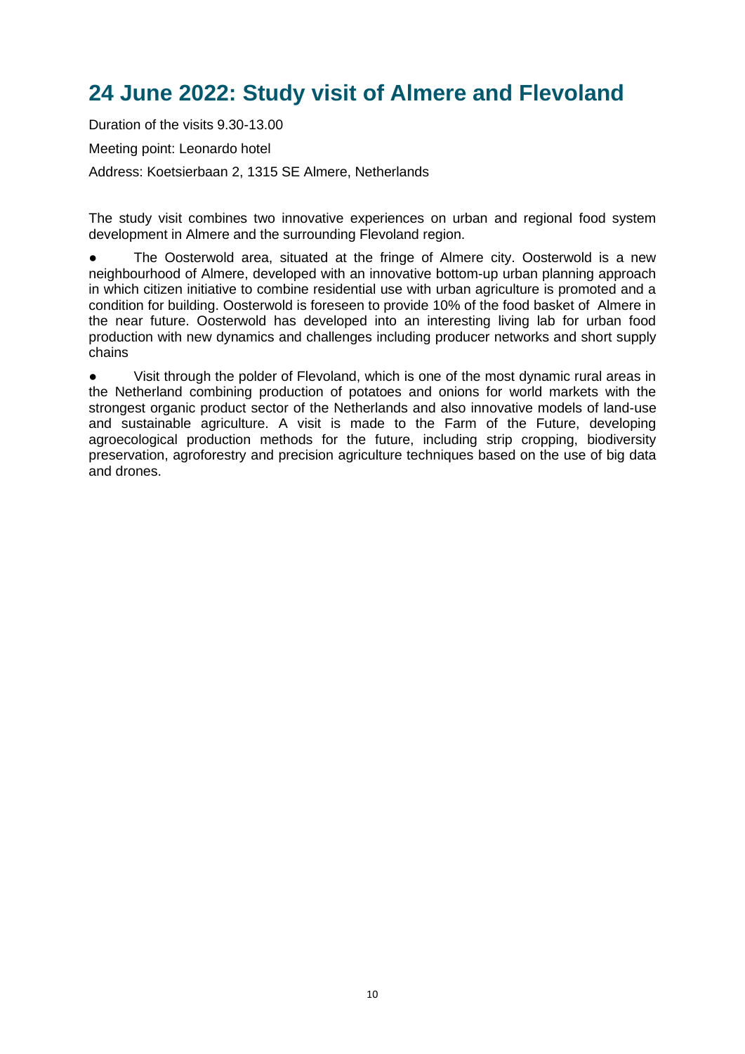# 24 June 2022: Study visit of Almere and Flevoland

Duration of the visits 9.30-13.00

Meeting point: Leonardo hotel

Address: Koetsierbaan 2, 1315 SE Almere, Netherlands

The study visit combines two innovative experiences on urban and regional food system development in Almere and the surrounding Flevoland region.

- The Oosterwold area, situated at the fringe of Almere city. Oosterwold is a new neighbourhood of Almere, developed with an innovative bottom-up urban planning approach in which citizen initiative to combine residential use with urban agriculture is promoted and a condition for building. Oosterwold is foreseen to provide 10% of the food basket of Almere in the near future. Oosterwold has developed into an interesting living lab for urban food production with new dynamics and challenges including producer networks and short supply chains

- Visit through the polder of Flevoland, which is one of the most dynamic rural areas in the Netherland combining production of potatoes and onions for world markets with the strongest organic product sector of the Netherlands and also innovative models of land-use and sustainable agriculture. A visit is made to the Farm of the Future, developing agroecological production methods for the future, including strip cropping, biodiversity preservation, agroforestry and precision agriculture techniques based on the use of big data and drones.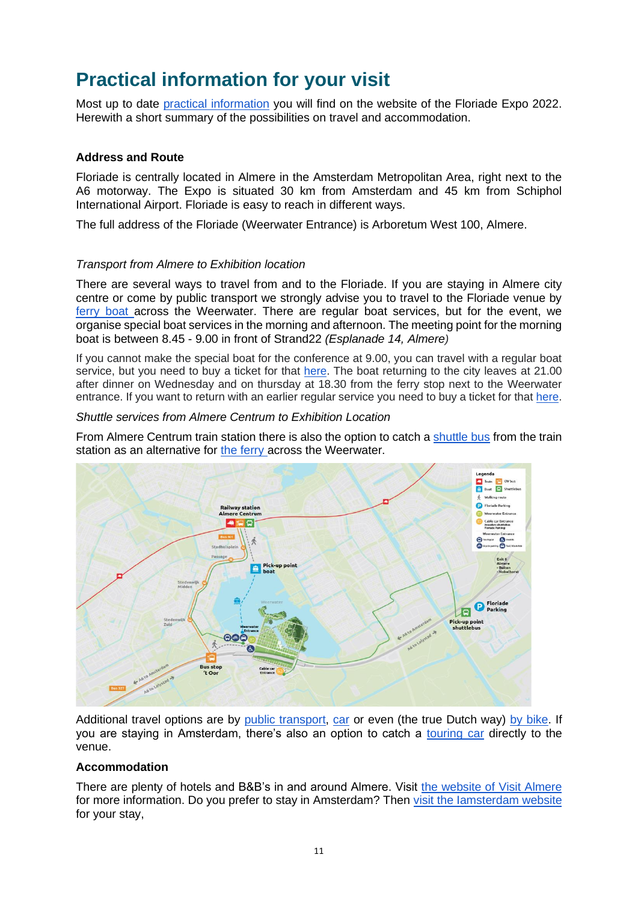# Practical information for your visit

Most up to date practical information you will find on the website of the Floriade Expo 2022. Herewith a short summary of the possibilities on travel and accommodation.

### Address and Route

Floriade is centrally located in Almere in the Amsterdam Metropolitan Area, right next to the A6 motorway. The Expo is situated 30 km from Amsterdam and 45 km from Schiphol International Airport. Floriade is easy to reach in different ways.

The full address of the Floriade (Weerwater Entrance) is Arboretum West 100, Almere.

*Transport from Almere to Exhibition location*

There are several ways to travel from and to the Floriade. If you are staying in Almere city centre or come by public transport we strongly advise you to travel to the Floriade venue by ferry boat across the Weerwater. There are regular boat services, but for the event, we organise special boat services in the morning and afternoon. The meeting point for the morning boat is between 8.45 - 9.00 in front of Strand22 *(Esplanade 14, Almere)*

If you cannot make the special boat for the conference at 9.00, you can travel with a regular boat service, but you need to buy a ticket for that here. The boat returning to the city leaves at 21.00 after dinner on Wednesday and on thursday at 18.30 from the ferry stop next to the Weerwater entrance. If you want to return with an earlier regular service you need to buy a ticket for that here.

*Shuttle services from Almere Centrum to Exhibition Location*

From Almere Centrum train station there is also the option to catch a shuttle bus from the train station as an alternative for the ferry across the Weerwater.

Additional travel options are by public transport, car or even (the true Dutch way) by bike. If you are staying in Amsterdam, there's also an option to catch a touring car directly to the venue.

### Accommodation

There are plenty of hotels and B&B's in and around Almere. Visit the website of Visit Almere for more information. Do you prefer to stay in Amsterdam? Then visit the Iamsterdam website for your stay,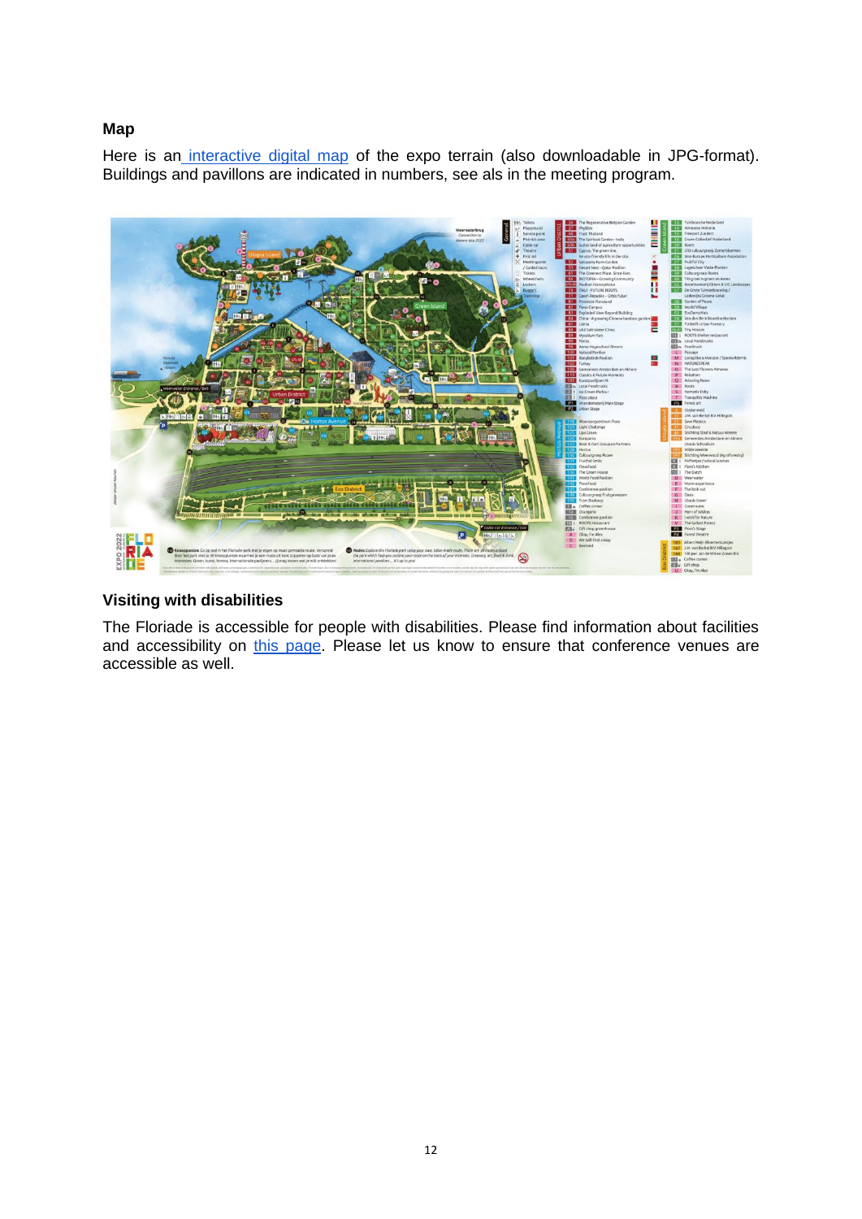## Map

Here is an interactive digital map of the expo terrain (also downloadable in JPG-format). Buildings and pavillons are indicated in numbers, see als in the meeting program.

## Visiting with disabilities

The Floriade is accessible for people with disabilities. Please find information about facilities and accessibility on this page. Please let us know to ensure that conference venues are accessible as well.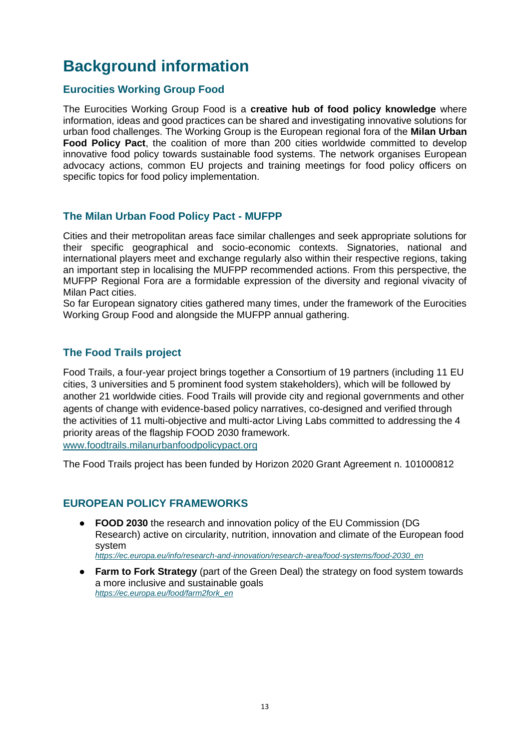# Background information

## Eurocities Working Group Food

The Eurocities Working Group Food is a **creative hub of food policy knowledge** where information, ideas and good practices can be shared and investigating innovative solutions for urban food challenges. The Working Group is the European regional fora of the **Milan Urban Food Policy Pact**, the coalition of more than 200 cities worldwide committed to develop innovative food policy towards sustainable food systems. The network organises European advocacy actions, common EU projects and training meetings for food policy officers on specific topics for food policy implementation.

## The Milan Urban Food Policy Pact - MUFPP

Cities and their metropolitan areas face similar challenges and seek appropriate solutions for their specific geographical and socio-economic contexts. Signatories, national and international players meet and exchange regularly also within their respective regions, taking an important step in localising the MUFPP recommended actions. From this perspective, the MUFPP Regional Fora are a formidable expression of the diversity and regional vivacity of Milan Pact cities.
So far European signatory cities gathered many times, under the framework of the Eurocities Working Group Food and alongside the MUFPP annual gathering.

## The Food Trails project

Food Trails, a four-year project brings together a Consortium of 19 partners (including 11 EU cities, 3 universities and 5 prominent food system stakeholders), which will be followed by another 21 worldwide cities. Food Trails will provide city and regional governments and other agents of change with evidence-based policy narratives, co-designed and verified through the activities of 11 multi-objective and multi-actor Living Labs committed to addressing the 4 priority areas of the flagship FOOD 2030 framework.
www.foodtrails.milanurbanfoodpolicypact.org

The Food Trails project has been funded by Horizon 2020 Grant Agreement n. 101000812

## EUROPEAN POLICY FRAMEWORKS

- **FOOD 2030** the research and innovation policy of the EU Commission (DG Research) active on circularity, nutrition, innovation and climate of the European food system
  *https://ec.europa.eu/info/research-and-innovation/research-area/food-systems/food-2030_en*
- **Farm to Fork Strategy** (part of the Green Deal) the strategy on food system towards a more inclusive and sustainable goals
  *https://ec.europa.eu/food/farm2fork_en*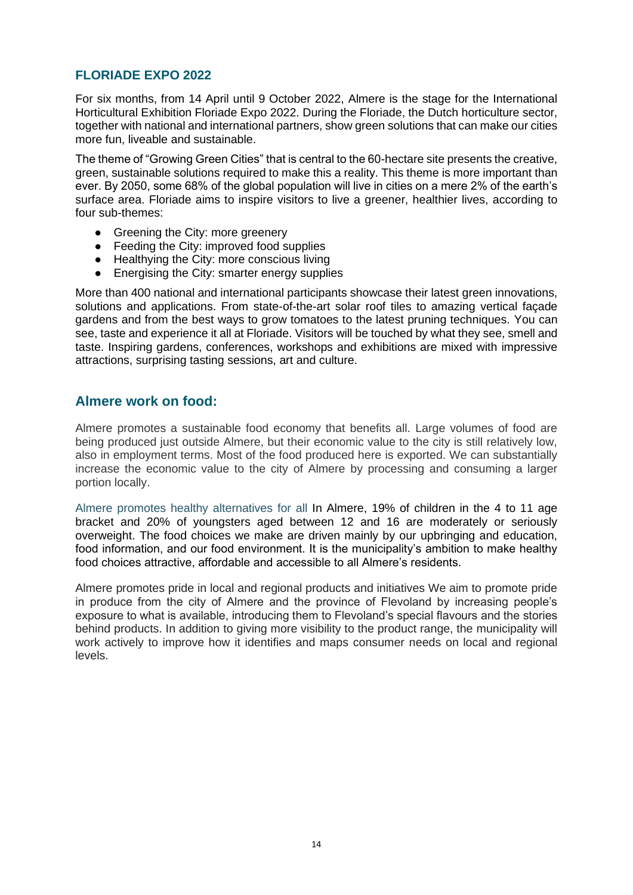## FLORIADE EXPO 2022

For six months, from 14 April until 9 October 2022, Almere is the stage for the International Horticultural Exhibition Floriade Expo 2022. During the Floriade, the Dutch horticulture sector, together with national and international partners, show green solutions that can make our cities more fun, liveable and sustainable.

The theme of "Growing Green Cities" that is central to the 60-hectare site presents the creative, green, sustainable solutions required to make this a reality. This theme is more important than ever. By 2050, some 68% of the global population will live in cities on a mere 2% of the earth's surface area. Floriade aims to inspire visitors to live a greener, healthier lives, according to four sub-themes:

- Greening the City: more greenery
- Feeding the City: improved food supplies
- Healthying the City: more conscious living
- Energising the City: smarter energy supplies

More than 400 national and international participants showcase their latest green innovations, solutions and applications. From state-of-the-art solar roof tiles to amazing vertical façade gardens and from the best ways to grow tomatoes to the latest pruning techniques. You can see, taste and experience it all at Floriade. Visitors will be touched by what they see, smell and taste. Inspiring gardens, conferences, workshops and exhibitions are mixed with impressive attractions, surprising tasting sessions, art and culture.

## Almere work on food:

Almere promotes a sustainable food economy that benefits all. Large volumes of food are being produced just outside Almere, but their economic value to the city is still relatively low, also in employment terms. Most of the food produced here is exported. We can substantially increase the economic value to the city of Almere by processing and consuming a larger portion locally.

Almere promotes healthy alternatives for all In Almere, 19% of children in the 4 to 11 age bracket and 20% of youngsters aged between 12 and 16 are moderately or seriously overweight. The food choices we make are driven mainly by our upbringing and education, food information, and our food environment. It is the municipality's ambition to make healthy food choices attractive, affordable and accessible to all Almere's residents.

Almere promotes pride in local and regional products and initiatives We aim to promote pride in produce from the city of Almere and the province of Flevoland by increasing people's exposure to what is available, introducing them to Flevoland's special flavours and the stories behind products. In addition to giving more visibility to the product range, the municipality will work actively to improve how it identifies and maps consumer needs on local and regional levels.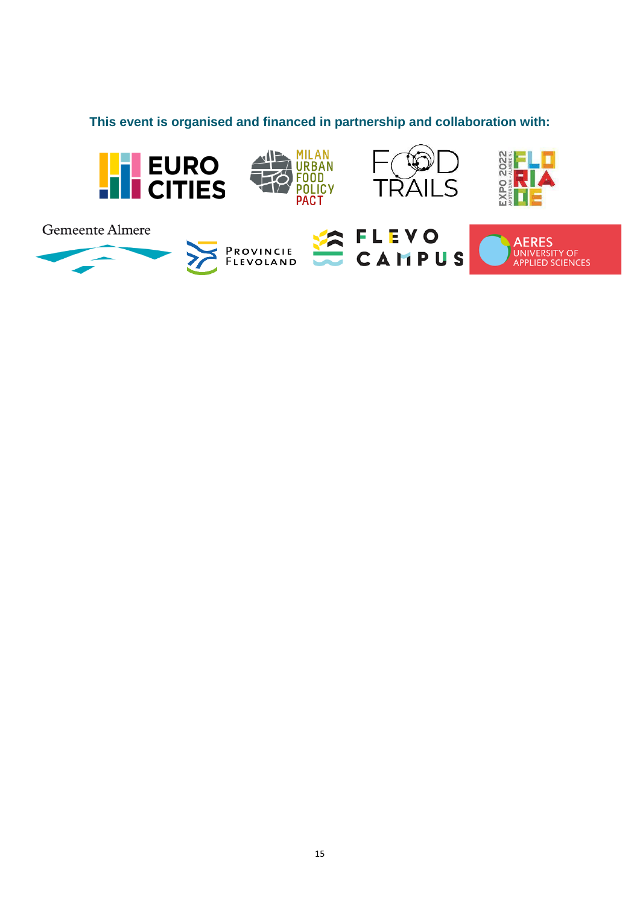**This event is organised and financed in partnership and collaboration with:**